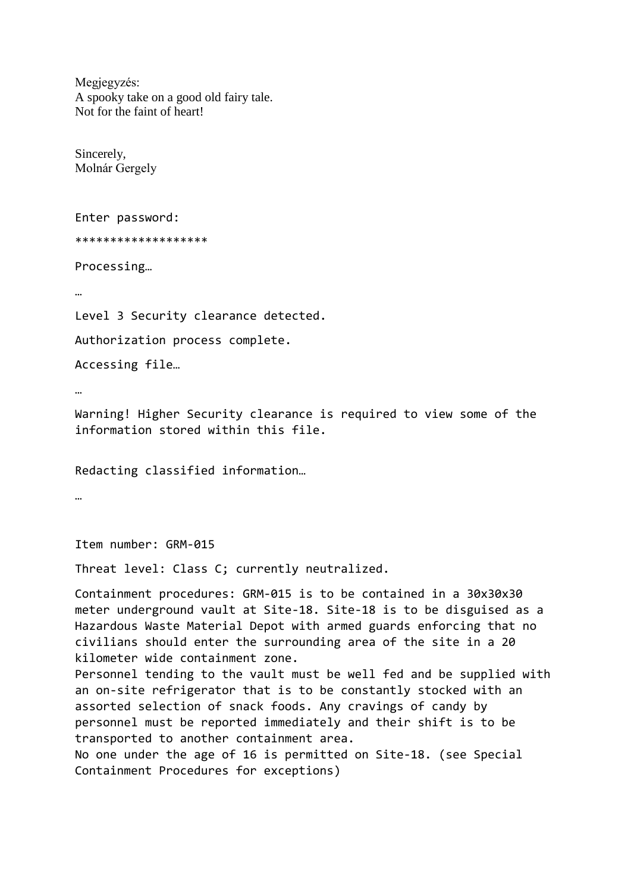Megjegyzés:
A spooky take on a good old fairy tale.
Not for the faint of heart!

Sincerely,
Molnár Gergely

Enter password:

*******************

Processing…

…

Level 3 Security clearance detected.

Authorization process complete.

Accessing file…

…

Warning! Higher Security clearance is required to view some of the information stored within this file.

Redacting classified information…

…

Item number: GRM-015

Threat level: Class C; currently neutralized.

Containment procedures: GRM-015 is to be contained in a 30x30x30 meter underground vault at Site-18. Site-18 is to be disguised as a Hazardous Waste Material Depot with armed guards enforcing that no civilians should enter the surrounding area of the site in a 20 kilometer wide containment zone.
Personnel tending to the vault must be well fed and be supplied with an on-site refrigerator that is to be constantly stocked with an assorted selection of snack foods. Any cravings of candy by personnel must be reported immediately and their shift is to be transported to another containment area.
No one under the age of 16 is permitted on Site-18. (see Special Containment Procedures for exceptions)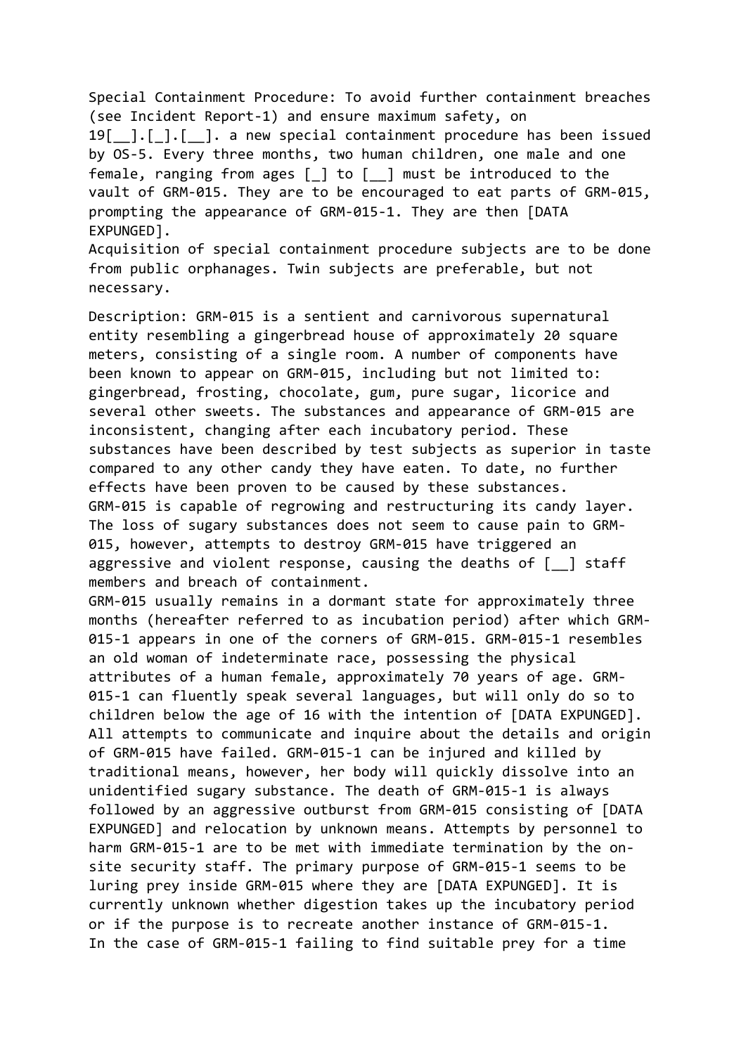Special Containment Procedure: To avoid further containment breaches (see Incident Report-1) and ensure maximum safety, on 19[__].[_].[__]. a new special containment procedure has been issued by OS-5. Every three months, two human children, one male and one female, ranging from ages [_] to [__] must be introduced to the vault of GRM-015. They are to be encouraged to eat parts of GRM-015, prompting the appearance of GRM-015-1. They are then [DATA EXPUNGED].

Acquisition of special containment procedure subjects are to be done from public orphanages. Twin subjects are preferable, but not necessary.

Description: GRM-015 is a sentient and carnivorous supernatural entity resembling a gingerbread house of approximately 20 square meters, consisting of a single room. A number of components have been known to appear on GRM-015, including but not limited to: gingerbread, frosting, chocolate, gum, pure sugar, licorice and several other sweets. The substances and appearance of GRM-015 are inconsistent, changing after each incubatory period. These substances have been described by test subjects as superior in taste compared to any other candy they have eaten. To date, no further effects have been proven to be caused by these substances.

GRM-015 is capable of regrowing and restructuring its candy layer. The loss of sugary substances does not seem to cause pain to GRM-015, however, attempts to destroy GRM-015 have triggered an aggressive and violent response, causing the deaths of [__] staff members and breach of containment.

GRM-015 usually remains in a dormant state for approximately three months (hereafter referred to as incubation period) after which GRM-015-1 appears in one of the corners of GRM-015. GRM-015-1 resembles an old woman of indeterminate race, possessing the physical attributes of a human female, approximately 70 years of age. GRM-015-1 can fluently speak several languages, but will only do so to children below the age of 16 with the intention of [DATA EXPUNGED]. All attempts to communicate and inquire about the details and origin of GRM-015 have failed. GRM-015-1 can be injured and killed by traditional means, however, her body will quickly dissolve into an unidentified sugary substance. The death of GRM-015-1 is always followed by an aggressive outburst from GRM-015 consisting of [DATA EXPUNGED] and relocation by unknown means. Attempts by personnel to harm GRM-015-1 are to be met with immediate termination by the on-site security staff. The primary purpose of GRM-015-1 seems to be luring prey inside GRM-015 where they are [DATA EXPUNGED]. It is currently unknown whether digestion takes up the incubatory period or if the purpose is to recreate another instance of GRM-015-1.

In the case of GRM-015-1 failing to find suitable prey for a time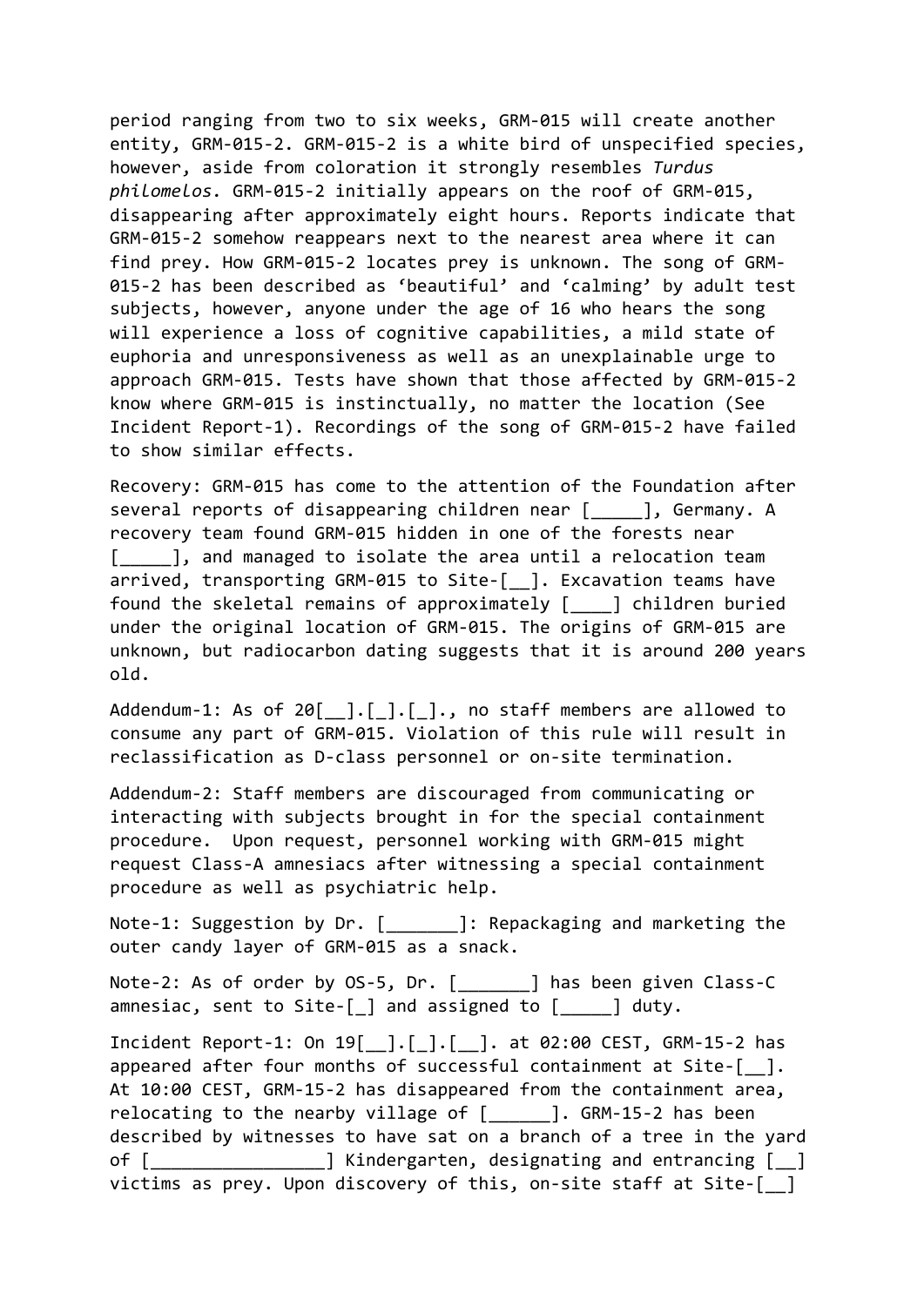period ranging from two to six weeks, GRM-015 will create another entity, GRM-015-2. GRM-015-2 is a white bird of unspecified species, however, aside from coloration it strongly resembles *Turdus philomelos*. GRM-015-2 initially appears on the roof of GRM-015, disappearing after approximately eight hours. Reports indicate that GRM-015-2 somehow reappears next to the nearest area where it can find prey. How GRM-015-2 locates prey is unknown. The song of GRM-015-2 has been described as 'beautiful' and 'calming' by adult test subjects, however, anyone under the age of 16 who hears the song will experience a loss of cognitive capabilities, a mild state of euphoria and unresponsiveness as well as an unexplainable urge to approach GRM-015. Tests have shown that those affected by GRM-015-2 know where GRM-015 is instinctually, no matter the location (See Incident Report-1). Recordings of the song of GRM-015-2 have failed to show similar effects.

Recovery: GRM-015 has come to the attention of the Foundation after several reports of disappearing children near [_____], Germany. A recovery team found GRM-015 hidden in one of the forests near [_____], and managed to isolate the area until a relocation team arrived, transporting GRM-015 to Site-[__]. Excavation teams have found the skeletal remains of approximately [____] children buried under the original location of GRM-015. The origins of GRM-015 are unknown, but radiocarbon dating suggests that it is around 200 years old.

Addendum-1: As of 20[__].[_].[_]., no staff members are allowed to consume any part of GRM-015. Violation of this rule will result in reclassification as D-class personnel or on-site termination.

Addendum-2: Staff members are discouraged from communicating or interacting with subjects brought in for the special containment procedure. Upon request, personnel working with GRM-015 might request Class-A amnesiacs after witnessing a special containment procedure as well as psychiatric help.

Note-1: Suggestion by Dr. [_______]: Repackaging and marketing the outer candy layer of GRM-015 as a snack.

Note-2: As of order by OS-5, Dr. [_______] has been given Class-C amnesiac, sent to Site-[_] and assigned to [_____] duty.

Incident Report-1: On 19[__].[_].[__]. at 02:00 CEST, GRM-15-2 has appeared after four months of successful containment at Site-[__]. At 10:00 CEST, GRM-15-2 has disappeared from the containment area, relocating to the nearby village of [______]. GRM-15-2 has been described by witnesses to have sat on a branch of a tree in the yard of [________________] Kindergarten, designating and entrancing [__] victims as prey. Upon discovery of this, on-site staff at Site-[__]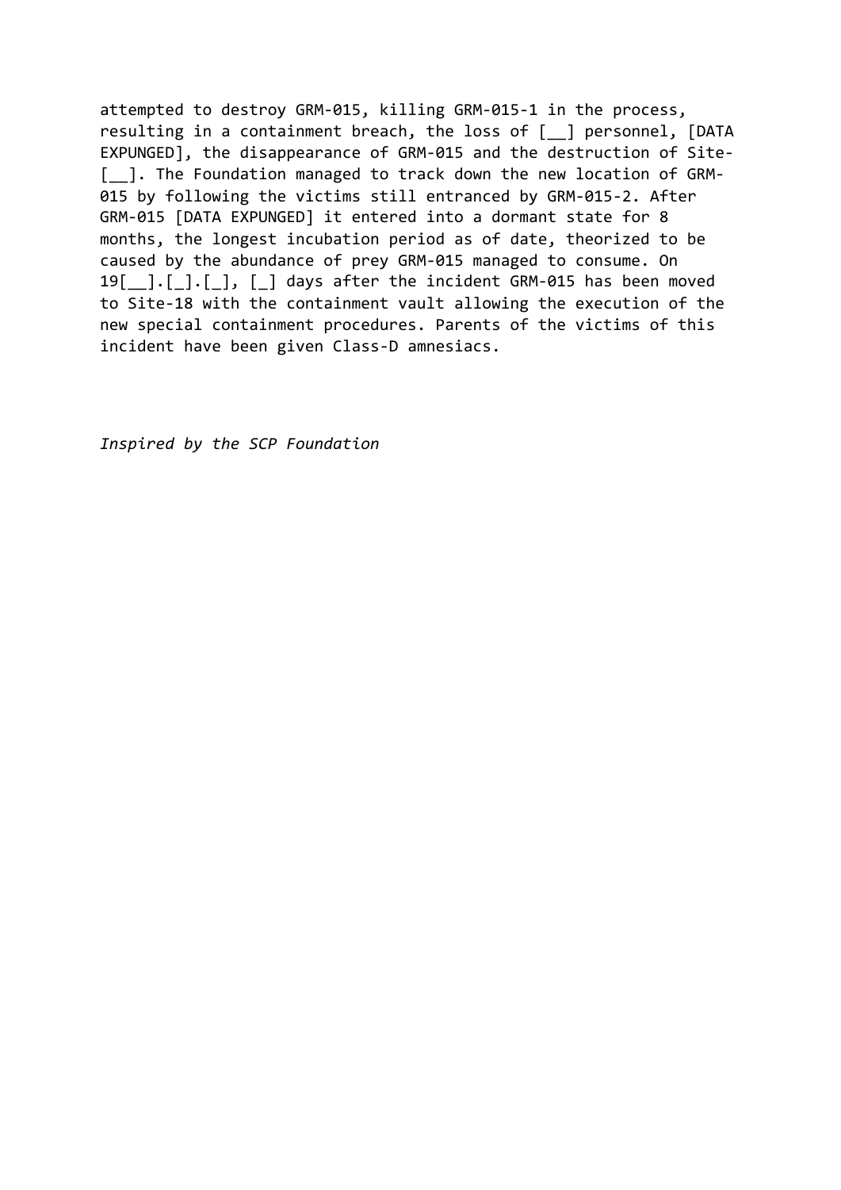attempted to destroy GRM-015, killing GRM-015-1 in the process, resulting in a containment breach, the loss of [__] personnel, [DATA EXPUNGED], the disappearance of GRM-015 and the destruction of Site-[__]. The Foundation managed to track down the new location of GRM-015 by following the victims still entranced by GRM-015-2. After GRM-015 [DATA EXPUNGED] it entered into a dormant state for 8 months, the longest incubation period as of date, theorized to be caused by the abundance of prey GRM-015 managed to consume. On 19[__].[_].[_], [_] days after the incident GRM-015 has been moved to Site-18 with the containment vault allowing the execution of the new special containment procedures. Parents of the victims of this incident have been given Class-D amnesiacs.

*Inspired by the SCP Foundation*